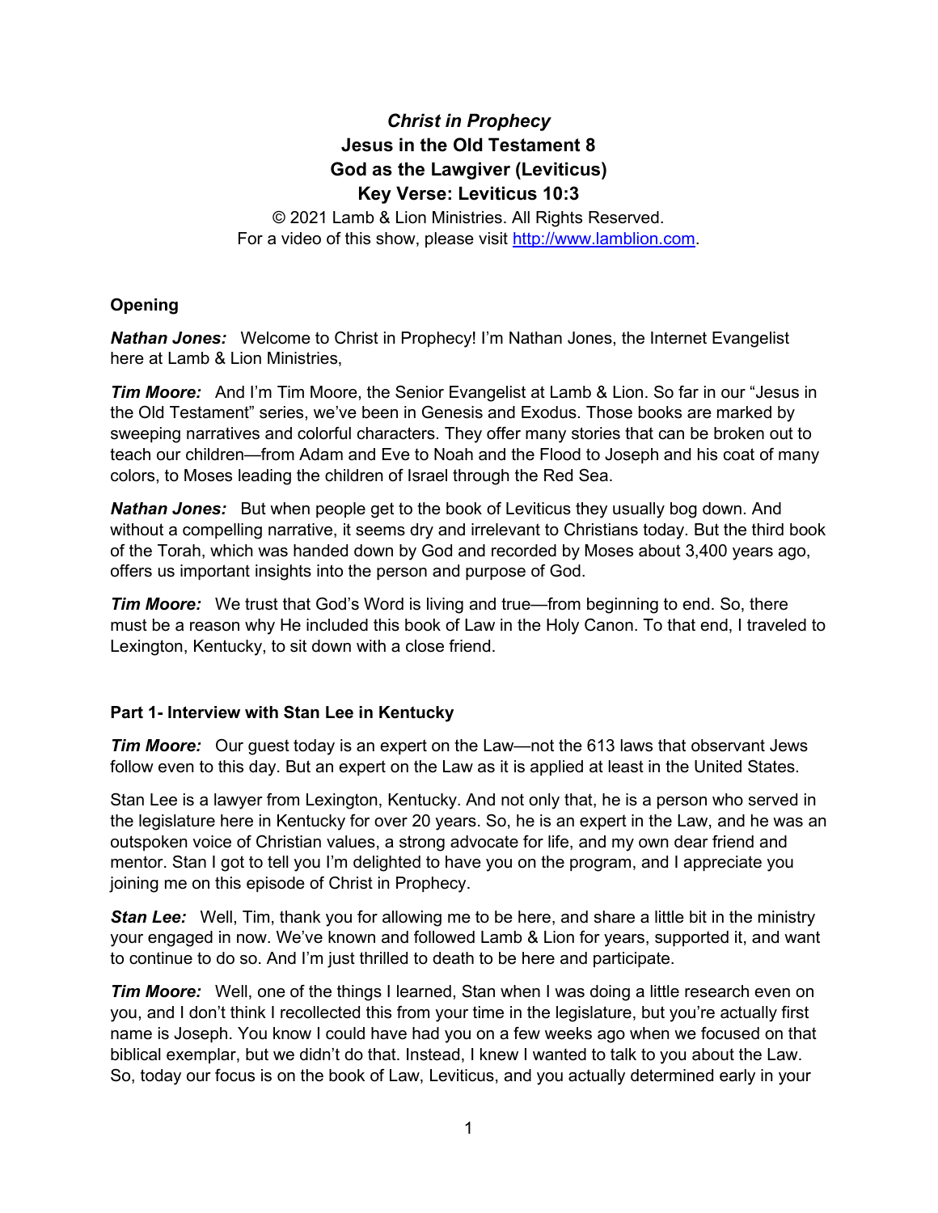# *Christ in Prophecy*

## Jesus in the Old Testament 8

## God as the Lawgiver (Leviticus)

## Key Verse: Leviticus 10:3

© 2021 Lamb & Lion Ministries. All Rights Reserved.
For a video of this show, please visit http://www.lamblion.com.

### Opening

***Nathan Jones:*** Welcome to Christ in Prophecy! I'm Nathan Jones, the Internet Evangelist here at Lamb & Lion Ministries,

***Tim Moore:*** And I'm Tim Moore, the Senior Evangelist at Lamb & Lion. So far in our "Jesus in the Old Testament" series, we've been in Genesis and Exodus. Those books are marked by sweeping narratives and colorful characters. They offer many stories that can be broken out to teach our children—from Adam and Eve to Noah and the Flood to Joseph and his coat of many colors, to Moses leading the children of Israel through the Red Sea.

***Nathan Jones:*** But when people get to the book of Leviticus they usually bog down. And without a compelling narrative, it seems dry and irrelevant to Christians today. But the third book of the Torah, which was handed down by God and recorded by Moses about 3,400 years ago, offers us important insights into the person and purpose of God.

***Tim Moore:*** We trust that God's Word is living and true—from beginning to end. So, there must be a reason why He included this book of Law in the Holy Canon. To that end, I traveled to Lexington, Kentucky, to sit down with a close friend.

### Part 1- Interview with Stan Lee in Kentucky

***Tim Moore:*** Our guest today is an expert on the Law—not the 613 laws that observant Jews follow even to this day. But an expert on the Law as it is applied at least in the United States.

Stan Lee is a lawyer from Lexington, Kentucky. And not only that, he is a person who served in the legislature here in Kentucky for over 20 years. So, he is an expert in the Law, and he was an outspoken voice of Christian values, a strong advocate for life, and my own dear friend and mentor. Stan I got to tell you I'm delighted to have you on the program, and I appreciate you joining me on this episode of Christ in Prophecy.

***Stan Lee:*** Well, Tim, thank you for allowing me to be here, and share a little bit in the ministry your engaged in now. We've known and followed Lamb & Lion for years, supported it, and want to continue to do so. And I'm just thrilled to death to be here and participate.

***Tim Moore:*** Well, one of the things I learned, Stan when I was doing a little research even on you, and I don't think I recollected this from your time in the legislature, but you're actually first name is Joseph. You know I could have had you on a few weeks ago when we focused on that biblical exemplar, but we didn't do that. Instead, I knew I wanted to talk to you about the Law. So, today our focus is on the book of Law, Leviticus, and you actually determined early in your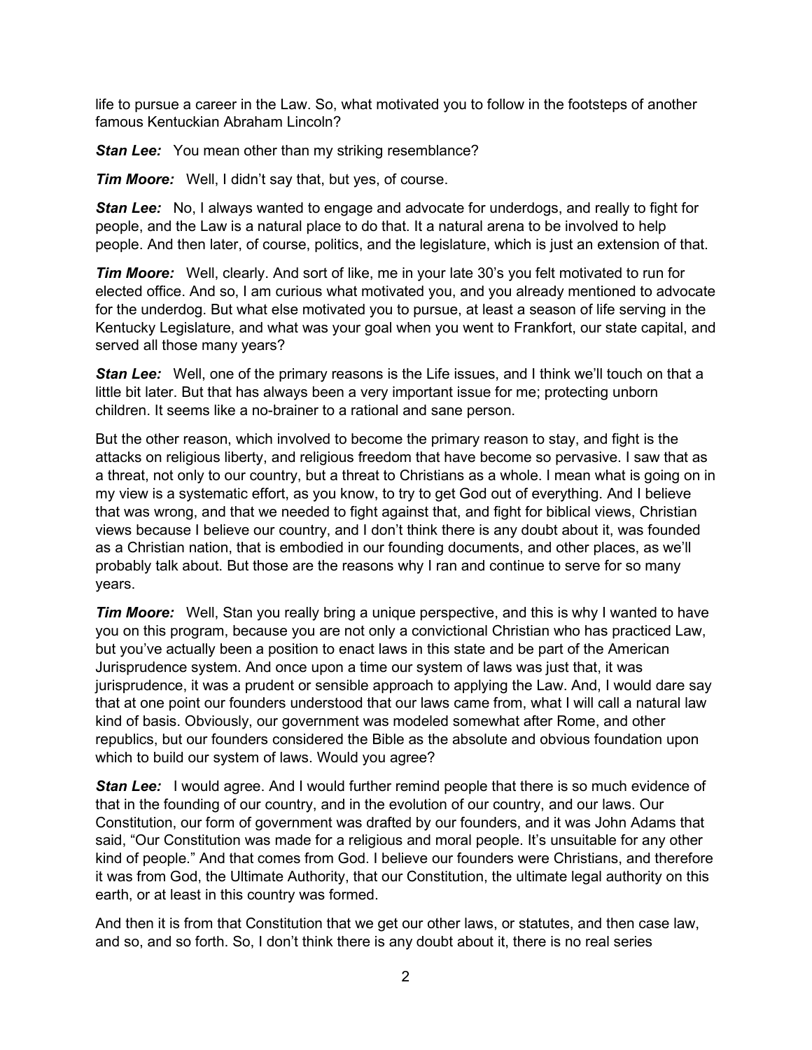life to pursue a career in the Law. So, what motivated you to follow in the footsteps of another famous Kentuckian Abraham Lincoln?

***Stan Lee:*** You mean other than my striking resemblance?

***Tim Moore:*** Well, I didn't say that, but yes, of course.

***Stan Lee:*** No, I always wanted to engage and advocate for underdogs, and really to fight for people, and the Law is a natural place to do that. It a natural arena to be involved to help people. And then later, of course, politics, and the legislature, which is just an extension of that.

***Tim Moore:*** Well, clearly. And sort of like, me in your late 30's you felt motivated to run for elected office. And so, I am curious what motivated you, and you already mentioned to advocate for the underdog. But what else motivated you to pursue, at least a season of life serving in the Kentucky Legislature, and what was your goal when you went to Frankfort, our state capital, and served all those many years?

***Stan Lee:*** Well, one of the primary reasons is the Life issues, and I think we'll touch on that a little bit later. But that has always been a very important issue for me; protecting unborn children. It seems like a no-brainer to a rational and sane person.

But the other reason, which involved to become the primary reason to stay, and fight is the attacks on religious liberty, and religious freedom that have become so pervasive. I saw that as a threat, not only to our country, but a threat to Christians as a whole. I mean what is going on in my view is a systematic effort, as you know, to try to get God out of everything. And I believe that was wrong, and that we needed to fight against that, and fight for biblical views, Christian views because I believe our country, and I don't think there is any doubt about it, was founded as a Christian nation, that is embodied in our founding documents, and other places, as we'll probably talk about. But those are the reasons why I ran and continue to serve for so many years.

***Tim Moore:*** Well, Stan you really bring a unique perspective, and this is why I wanted to have you on this program, because you are not only a convictional Christian who has practiced Law, but you've actually been a position to enact laws in this state and be part of the American Jurisprudence system. And once upon a time our system of laws was just that, it was jurisprudence, it was a prudent or sensible approach to applying the Law. And, I would dare say that at one point our founders understood that our laws came from, what I will call a natural law kind of basis. Obviously, our government was modeled somewhat after Rome, and other republics, but our founders considered the Bible as the absolute and obvious foundation upon which to build our system of laws. Would you agree?

***Stan Lee:*** I would agree. And I would further remind people that there is so much evidence of that in the founding of our country, and in the evolution of our country, and our laws. Our Constitution, our form of government was drafted by our founders, and it was John Adams that said, "Our Constitution was made for a religious and moral people. It's unsuitable for any other kind of people." And that comes from God. I believe our founders were Christians, and therefore it was from God, the Ultimate Authority, that our Constitution, the ultimate legal authority on this earth, or at least in this country was formed.

And then it is from that Constitution that we get our other laws, or statutes, and then case law, and so, and so forth. So, I don't think there is any doubt about it, there is no real series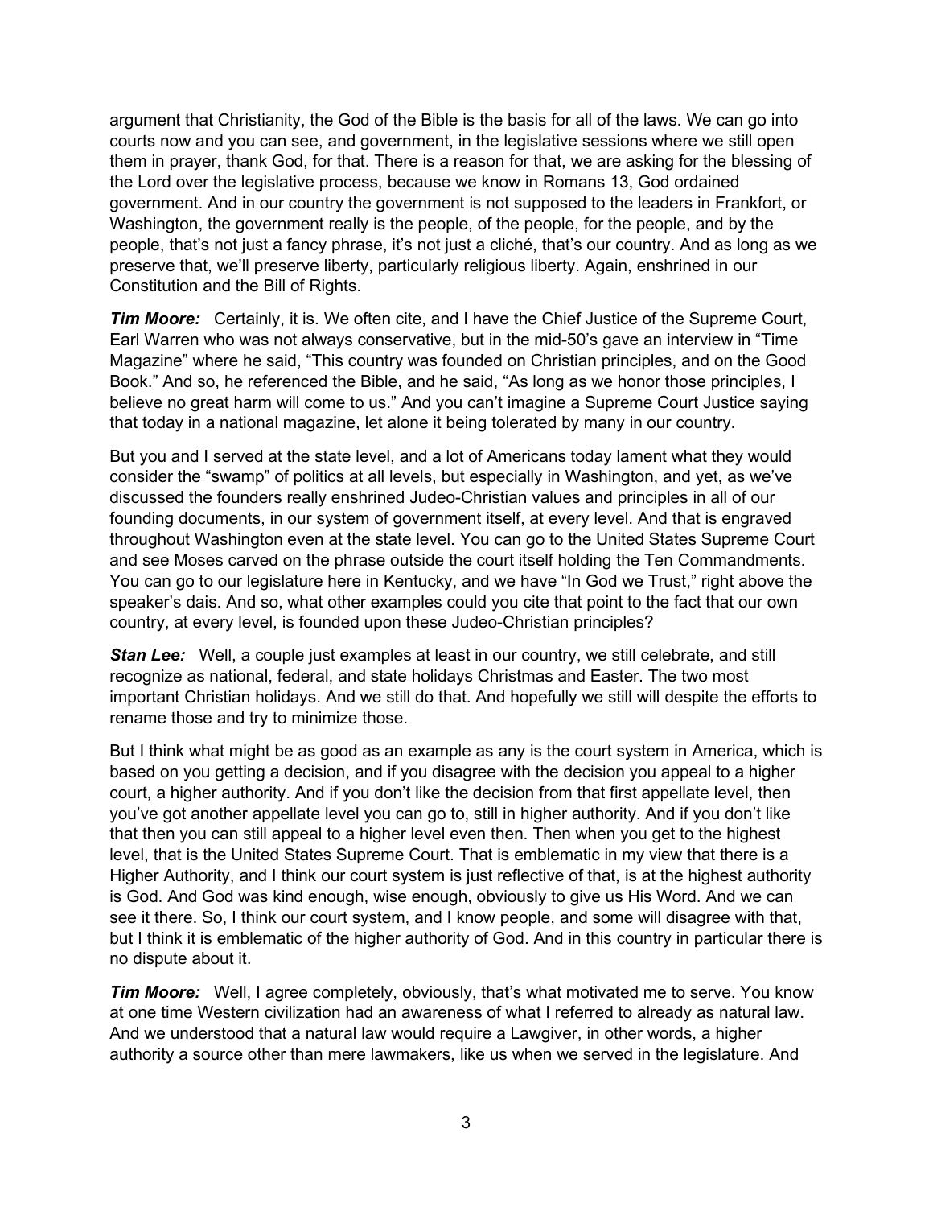argument that Christianity, the God of the Bible is the basis for all of the laws. We can go into courts now and you can see, and government, in the legislative sessions where we still open them in prayer, thank God, for that. There is a reason for that, we are asking for the blessing of the Lord over the legislative process, because we know in Romans 13, God ordained government. And in our country the government is not supposed to the leaders in Frankfort, or Washington, the government really is the people, of the people, for the people, and by the people, that's not just a fancy phrase, it's not just a cliché, that's our country. And as long as we preserve that, we'll preserve liberty, particularly religious liberty. Again, enshrined in our Constitution and the Bill of Rights.

***Tim Moore:*** Certainly, it is. We often cite, and I have the Chief Justice of the Supreme Court, Earl Warren who was not always conservative, but in the mid-50's gave an interview in "Time Magazine" where he said, "This country was founded on Christian principles, and on the Good Book." And so, he referenced the Bible, and he said, "As long as we honor those principles, I believe no great harm will come to us." And you can't imagine a Supreme Court Justice saying that today in a national magazine, let alone it being tolerated by many in our country.

But you and I served at the state level, and a lot of Americans today lament what they would consider the "swamp" of politics at all levels, but especially in Washington, and yet, as we've discussed the founders really enshrined Judeo-Christian values and principles in all of our founding documents, in our system of government itself, at every level. And that is engraved throughout Washington even at the state level. You can go to the United States Supreme Court and see Moses carved on the phrase outside the court itself holding the Ten Commandments. You can go to our legislature here in Kentucky, and we have "In God we Trust," right above the speaker's dais. And so, what other examples could you cite that point to the fact that our own country, at every level, is founded upon these Judeo-Christian principles?

***Stan Lee:*** Well, a couple just examples at least in our country, we still celebrate, and still recognize as national, federal, and state holidays Christmas and Easter. The two most important Christian holidays. And we still do that. And hopefully we still will despite the efforts to rename those and try to minimize those.

But I think what might be as good as an example as any is the court system in America, which is based on you getting a decision, and if you disagree with the decision you appeal to a higher court, a higher authority. And if you don't like the decision from that first appellate level, then you've got another appellate level you can go to, still in higher authority. And if you don't like that then you can still appeal to a higher level even then. Then when you get to the highest level, that is the United States Supreme Court. That is emblematic in my view that there is a Higher Authority, and I think our court system is just reflective of that, is at the highest authority is God. And God was kind enough, wise enough, obviously to give us His Word. And we can see it there. So, I think our court system, and I know people, and some will disagree with that, but I think it is emblematic of the higher authority of God. And in this country in particular there is no dispute about it.

***Tim Moore:*** Well, I agree completely, obviously, that's what motivated me to serve. You know at one time Western civilization had an awareness of what I referred to already as natural law. And we understood that a natural law would require a Lawgiver, in other words, a higher authority a source other than mere lawmakers, like us when we served in the legislature. And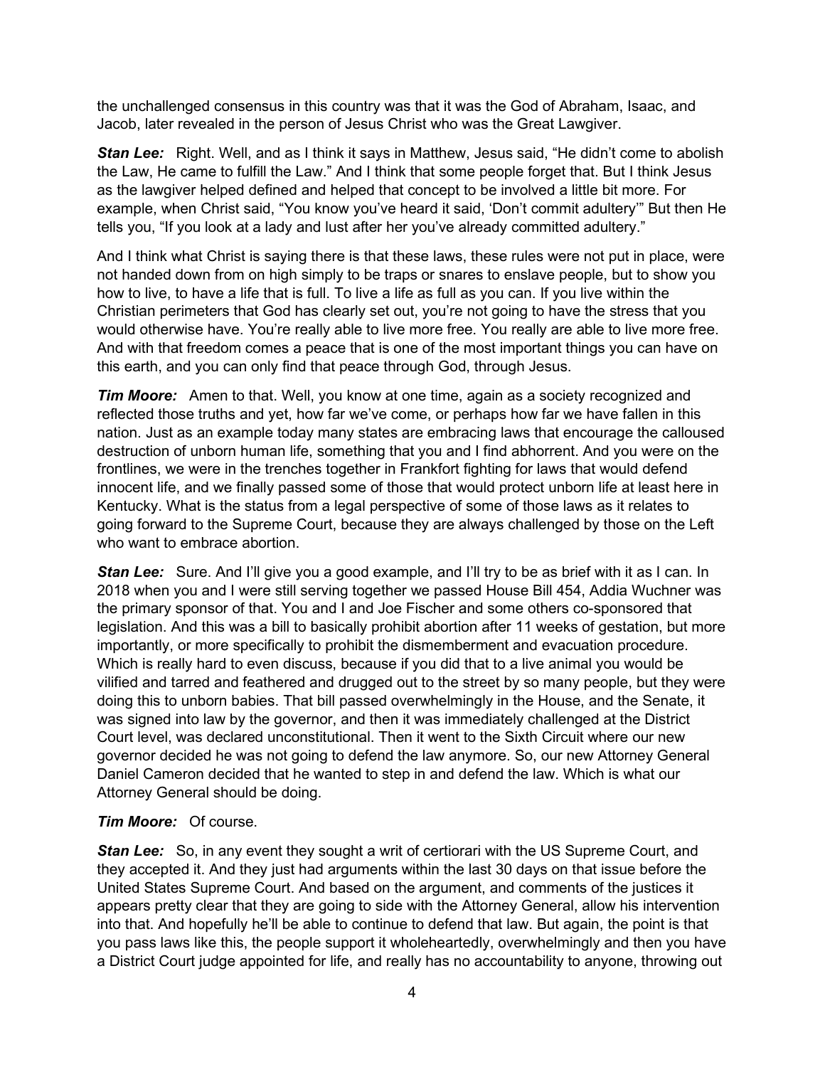the unchallenged consensus in this country was that it was the God of Abraham, Isaac, and Jacob, later revealed in the person of Jesus Christ who was the Great Lawgiver.

***Stan Lee:*** Right. Well, and as I think it says in Matthew, Jesus said, “He didn’t come to abolish the Law, He came to fulfill the Law.” And I think that some people forget that. But I think Jesus as the lawgiver helped defined and helped that concept to be involved a little bit more. For example, when Christ said, “You know you’ve heard it said, ‘Don’t commit adultery’” But then He tells you, “If you look at a lady and lust after her you’ve already committed adultery.”

And I think what Christ is saying there is that these laws, these rules were not put in place, were not handed down from on high simply to be traps or snares to enslave people, but to show you how to live, to have a life that is full. To live a life as full as you can. If you live within the Christian perimeters that God has clearly set out, you’re not going to have the stress that you would otherwise have. You’re really able to live more free. You really are able to live more free. And with that freedom comes a peace that is one of the most important things you can have on this earth, and you can only find that peace through God, through Jesus.

***Tim Moore:*** Amen to that. Well, you know at one time, again as a society recognized and reflected those truths and yet, how far we’ve come, or perhaps how far we have fallen in this nation. Just as an example today many states are embracing laws that encourage the calloused destruction of unborn human life, something that you and I find abhorrent. And you were on the frontlines, we were in the trenches together in Frankfort fighting for laws that would defend innocent life, and we finally passed some of those that would protect unborn life at least here in Kentucky. What is the status from a legal perspective of some of those laws as it relates to going forward to the Supreme Court, because they are always challenged by those on the Left who want to embrace abortion.

***Stan Lee:*** Sure. And I’ll give you a good example, and I’ll try to be as brief with it as I can. In 2018 when you and I were still serving together we passed House Bill 454, Addia Wuchner was the primary sponsor of that. You and I and Joe Fischer and some others co-sponsored that legislation. And this was a bill to basically prohibit abortion after 11 weeks of gestation, but more importantly, or more specifically to prohibit the dismemberment and evacuation procedure. Which is really hard to even discuss, because if you did that to a live animal you would be vilified and tarred and feathered and drugged out to the street by so many people, but they were doing this to unborn babies. That bill passed overwhelmingly in the House, and the Senate, it was signed into law by the governor, and then it was immediately challenged at the District Court level, was declared unconstitutional. Then it went to the Sixth Circuit where our new governor decided he was not going to defend the law anymore. So, our new Attorney General Daniel Cameron decided that he wanted to step in and defend the law. Which is what our Attorney General should be doing.

***Tim Moore:*** Of course.

***Stan Lee:*** So, in any event they sought a writ of certiorari with the US Supreme Court, and they accepted it. And they just had arguments within the last 30 days on that issue before the United States Supreme Court. And based on the argument, and comments of the justices it appears pretty clear that they are going to side with the Attorney General, allow his intervention into that. And hopefully he’ll be able to continue to defend that law. But again, the point is that you pass laws like this, the people support it wholeheartedly, overwhelmingly and then you have a District Court judge appointed for life, and really has no accountability to anyone, throwing out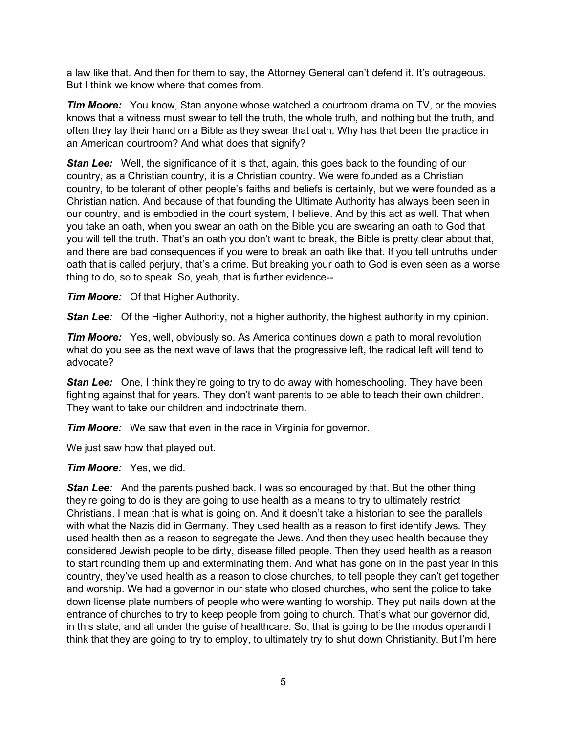a law like that. And then for them to say, the Attorney General can't defend it. It's outrageous. But I think we know where that comes from.

***Tim Moore:*** You know, Stan anyone whose watched a courtroom drama on TV, or the movies knows that a witness must swear to tell the truth, the whole truth, and nothing but the truth, and often they lay their hand on a Bible as they swear that oath. Why has that been the practice in an American courtroom? And what does that signify?

***Stan Lee:*** Well, the significance of it is that, again, this goes back to the founding of our country, as a Christian country, it is a Christian country. We were founded as a Christian country, to be tolerant of other people's faiths and beliefs is certainly, but we were founded as a Christian nation. And because of that founding the Ultimate Authority has always been seen in our country, and is embodied in the court system, I believe. And by this act as well. That when you take an oath, when you swear an oath on the Bible you are swearing an oath to God that you will tell the truth. That's an oath you don't want to break, the Bible is pretty clear about that, and there are bad consequences if you were to break an oath like that. If you tell untruths under oath that is called perjury, that's a crime. But breaking your oath to God is even seen as a worse thing to do, so to speak. So, yeah, that is further evidence--

***Tim Moore:*** Of that Higher Authority.

***Stan Lee:*** Of the Higher Authority, not a higher authority, the highest authority in my opinion.

***Tim Moore:*** Yes, well, obviously so. As America continues down a path to moral revolution what do you see as the next wave of laws that the progressive left, the radical left will tend to advocate?

***Stan Lee:*** One, I think they're going to try to do away with homeschooling. They have been fighting against that for years. They don't want parents to be able to teach their own children. They want to take our children and indoctrinate them.

***Tim Moore:*** We saw that even in the race in Virginia for governor.

We just saw how that played out.

***Tim Moore:*** Yes, we did.

***Stan Lee:*** And the parents pushed back. I was so encouraged by that. But the other thing they're going to do is they are going to use health as a means to try to ultimately restrict Christians. I mean that is what is going on. And it doesn't take a historian to see the parallels with what the Nazis did in Germany. They used health as a reason to first identify Jews. They used health then as a reason to segregate the Jews. And then they used health because they considered Jewish people to be dirty, disease filled people. Then they used health as a reason to start rounding them up and exterminating them. And what has gone on in the past year in this country, they've used health as a reason to close churches, to tell people they can't get together and worship. We had a governor in our state who closed churches, who sent the police to take down license plate numbers of people who were wanting to worship. They put nails down at the entrance of churches to try to keep people from going to church. That's what our governor did, in this state, and all under the guise of healthcare. So, that is going to be the modus operandi I think that they are going to try to employ, to ultimately try to shut down Christianity. But I'm here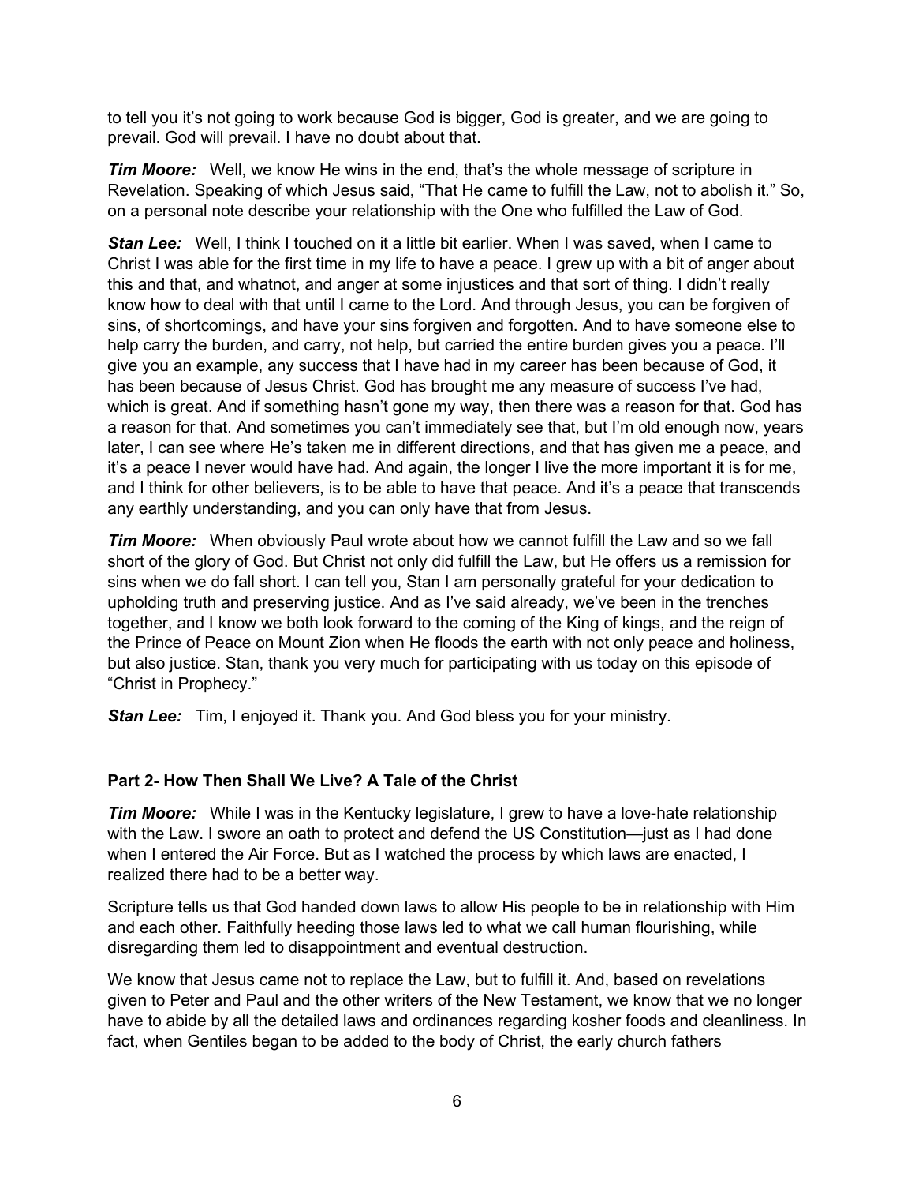to tell you it's not going to work because God is bigger, God is greater, and we are going to prevail. God will prevail. I have no doubt about that.

***Tim Moore:*** Well, we know He wins in the end, that's the whole message of scripture in Revelation. Speaking of which Jesus said, "That He came to fulfill the Law, not to abolish it." So, on a personal note describe your relationship with the One who fulfilled the Law of God.

***Stan Lee:*** Well, I think I touched on it a little bit earlier. When I was saved, when I came to Christ I was able for the first time in my life to have a peace. I grew up with a bit of anger about this and that, and whatnot, and anger at some injustices and that sort of thing. I didn't really know how to deal with that until I came to the Lord. And through Jesus, you can be forgiven of sins, of shortcomings, and have your sins forgiven and forgotten. And to have someone else to help carry the burden, and carry, not help, but carried the entire burden gives you a peace. I'll give you an example, any success that I have had in my career has been because of God, it has been because of Jesus Christ. God has brought me any measure of success I've had, which is great. And if something hasn't gone my way, then there was a reason for that. God has a reason for that. And sometimes you can't immediately see that, but I'm old enough now, years later, I can see where He's taken me in different directions, and that has given me a peace, and it's a peace I never would have had. And again, the longer I live the more important it is for me, and I think for other believers, is to be able to have that peace. And it's a peace that transcends any earthly understanding, and you can only have that from Jesus.

***Tim Moore:*** When obviously Paul wrote about how we cannot fulfill the Law and so we fall short of the glory of God. But Christ not only did fulfill the Law, but He offers us a remission for sins when we do fall short. I can tell you, Stan I am personally grateful for your dedication to upholding truth and preserving justice. And as I've said already, we've been in the trenches together, and I know we both look forward to the coming of the King of kings, and the reign of the Prince of Peace on Mount Zion when He floods the earth with not only peace and holiness, but also justice. Stan, thank you very much for participating with us today on this episode of "Christ in Prophecy."

***Stan Lee:*** Tim, I enjoyed it. Thank you. And God bless you for your ministry.

**Part 2- How Then Shall We Live? A Tale of the Christ**

***Tim Moore:*** While I was in the Kentucky legislature, I grew to have a love-hate relationship with the Law. I swore an oath to protect and defend the US Constitution—just as I had done when I entered the Air Force. But as I watched the process by which laws are enacted, I realized there had to be a better way.

Scripture tells us that God handed down laws to allow His people to be in relationship with Him and each other. Faithfully heeding those laws led to what we call human flourishing, while disregarding them led to disappointment and eventual destruction.

We know that Jesus came not to replace the Law, but to fulfill it. And, based on revelations given to Peter and Paul and the other writers of the New Testament, we know that we no longer have to abide by all the detailed laws and ordinances regarding kosher foods and cleanliness. In fact, when Gentiles began to be added to the body of Christ, the early church fathers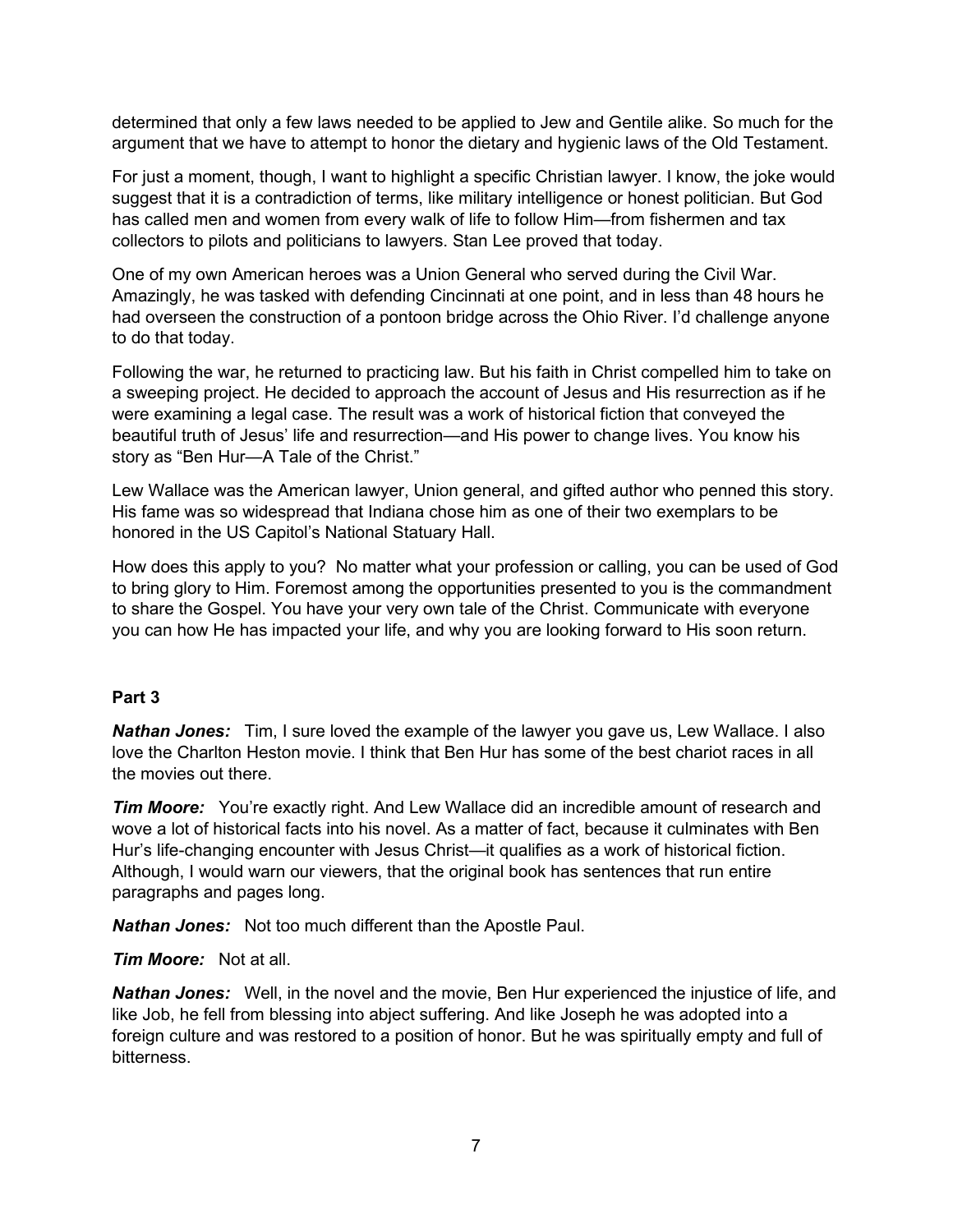determined that only a few laws needed to be applied to Jew and Gentile alike. So much for the argument that we have to attempt to honor the dietary and hygienic laws of the Old Testament.

For just a moment, though, I want to highlight a specific Christian lawyer. I know, the joke would suggest that it is a contradiction of terms, like military intelligence or honest politician. But God has called men and women from every walk of life to follow Him—from fishermen and tax collectors to pilots and politicians to lawyers. Stan Lee proved that today.

One of my own American heroes was a Union General who served during the Civil War. Amazingly, he was tasked with defending Cincinnati at one point, and in less than 48 hours he had overseen the construction of a pontoon bridge across the Ohio River. I'd challenge anyone to do that today.

Following the war, he returned to practicing law. But his faith in Christ compelled him to take on a sweeping project. He decided to approach the account of Jesus and His resurrection as if he were examining a legal case. The result was a work of historical fiction that conveyed the beautiful truth of Jesus' life and resurrection—and His power to change lives. You know his story as "Ben Hur—A Tale of the Christ."

Lew Wallace was the American lawyer, Union general, and gifted author who penned this story. His fame was so widespread that Indiana chose him as one of their two exemplars to be honored in the US Capitol's National Statuary Hall.

How does this apply to you? No matter what your profession or calling, you can be used of God to bring glory to Him. Foremost among the opportunities presented to you is the commandment to share the Gospel. You have your very own tale of the Christ. Communicate with everyone you can how He has impacted your life, and why you are looking forward to His soon return.

**Part 3**

***Nathan Jones:*** Tim, I sure loved the example of the lawyer you gave us, Lew Wallace. I also love the Charlton Heston movie. I think that Ben Hur has some of the best chariot races in all the movies out there.

***Tim Moore:*** You're exactly right. And Lew Wallace did an incredible amount of research and wove a lot of historical facts into his novel. As a matter of fact, because it culminates with Ben Hur's life-changing encounter with Jesus Christ—it qualifies as a work of historical fiction. Although, I would warn our viewers, that the original book has sentences that run entire paragraphs and pages long.

***Nathan Jones:*** Not too much different than the Apostle Paul.

***Tim Moore:*** Not at all.

***Nathan Jones:*** Well, in the novel and the movie, Ben Hur experienced the injustice of life, and like Job, he fell from blessing into abject suffering. And like Joseph he was adopted into a foreign culture and was restored to a position of honor. But he was spiritually empty and full of bitterness.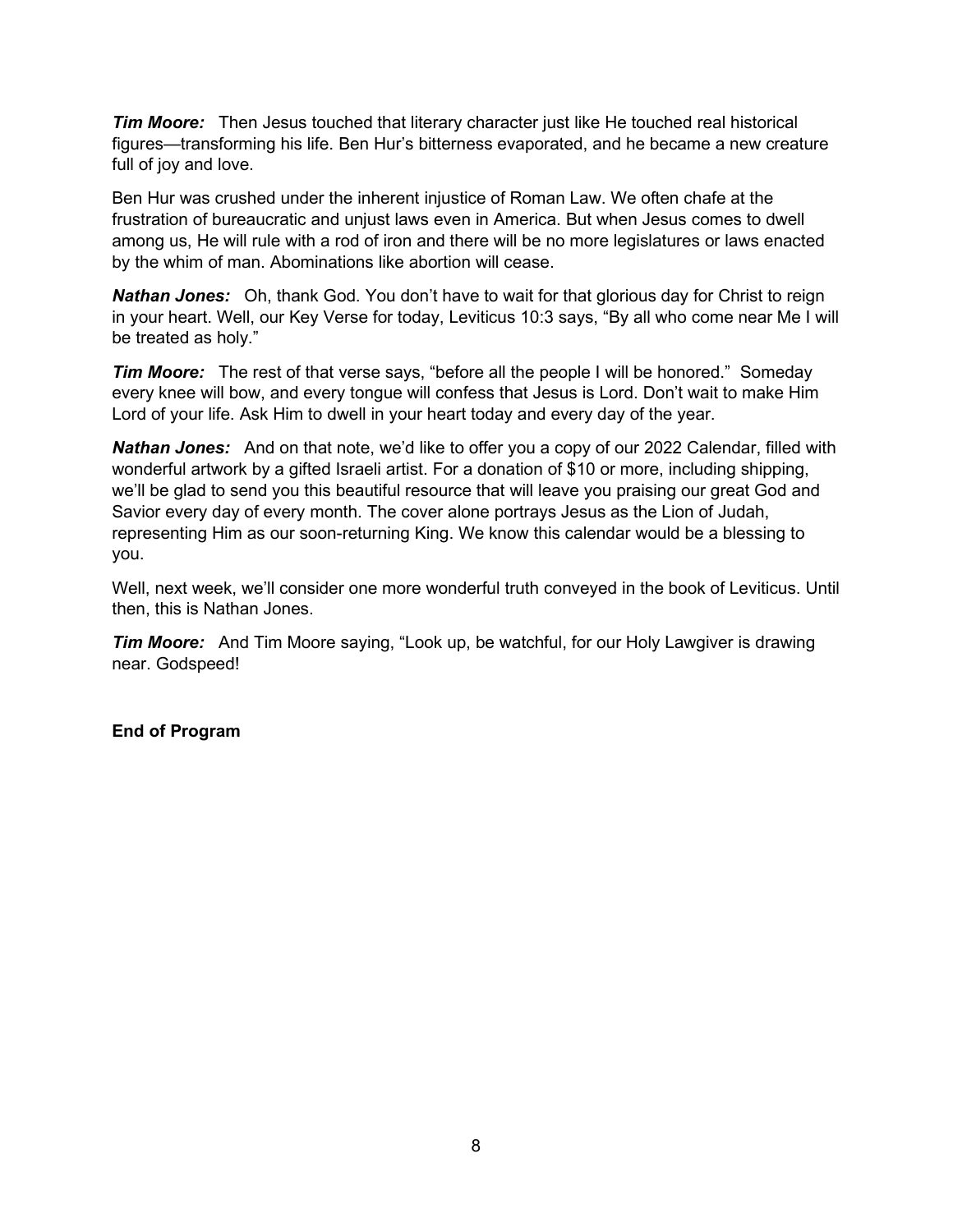***Tim Moore:*** Then Jesus touched that literary character just like He touched real historical figures—transforming his life. Ben Hur's bitterness evaporated, and he became a new creature full of joy and love.

Ben Hur was crushed under the inherent injustice of Roman Law. We often chafe at the frustration of bureaucratic and unjust laws even in America. But when Jesus comes to dwell among us, He will rule with a rod of iron and there will be no more legislatures or laws enacted by the whim of man. Abominations like abortion will cease.

***Nathan Jones:*** Oh, thank God. You don't have to wait for that glorious day for Christ to reign in your heart. Well, our Key Verse for today, Leviticus 10:3 says, "By all who come near Me I will be treated as holy."

***Tim Moore:*** The rest of that verse says, "before all the people I will be honored." Someday every knee will bow, and every tongue will confess that Jesus is Lord. Don't wait to make Him Lord of your life. Ask Him to dwell in your heart today and every day of the year.

***Nathan Jones:*** And on that note, we'd like to offer you a copy of our 2022 Calendar, filled with wonderful artwork by a gifted Israeli artist. For a donation of $10 or more, including shipping, we'll be glad to send you this beautiful resource that will leave you praising our great God and Savior every day of every month. The cover alone portrays Jesus as the Lion of Judah, representing Him as our soon-returning King. We know this calendar would be a blessing to you.

Well, next week, we'll consider one more wonderful truth conveyed in the book of Leviticus. Until then, this is Nathan Jones.

***Tim Moore:*** And Tim Moore saying, "Look up, be watchful, for our Holy Lawgiver is drawing near. Godspeed!

**End of Program**